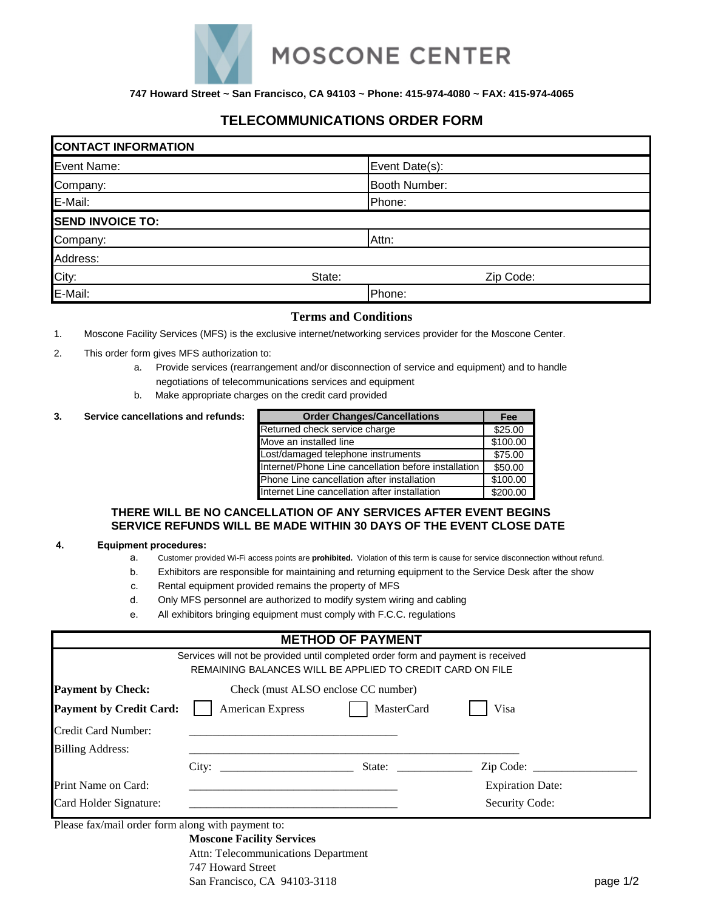# MOSCONE CENTER

**747 Howard Street ~ San Francisco, CA 94103 ~ Phone: 415-974-4080 ~ FAX: 415-974-4065**

## TELECOMMUNICATIONS ORDER FORM

| **CONTACT INFORMATION** | | |
|---|---|---|
| Event Name: | Event Date(s): | |
| Company: | Booth Number: | |
| E-Mail: | Phone: | |
| **SEND INVOICE TO:** | | |
| Company: | Attn: | |
| Address: | | |
| City: | State: | Zip Code: |
| E-Mail: | Phone: | |

### Terms and Conditions

1. Moscone Facility Services (MFS) is the exclusive internet/networking services provider for the Moscone Center.

2. This order form gives MFS authorization to:
   a. Provide services (rearrangement and/or disconnection of service and equipment) and to handle negotiations of telecommunications services and equipment
   b. Make appropriate charges on the credit card provided

3. **Service cancellations and refunds:**

| Order Changes/Cancellations | Fee |
|---|---|
| Returned check service charge | $25.00 |
| Move an installed line | $100.00 |
| Lost/damaged telephone instruments | $75.00 |
| Internet/Phone Line cancellation before installation | $50.00 |
| Phone Line cancellation after installation | $100.00 |
| Internet Line cancellation after installation | $200.00 |

**THERE WILL BE NO CANCELLATION OF ANY SERVICES AFTER EVENT BEGINS**
**SERVICE REFUNDS WILL BE MADE WITHIN 30 DAYS OF THE EVENT CLOSE DATE**

4. **Equipment procedures:**
   a. Customer provided Wi-Fi access points are **prohibited.** Violation of this term is cause for service disconnection without refund.
   b. Exhibitors are responsible for maintaining and returning equipment to the Service Desk after the show
   c. Rental equipment provided remains the property of MFS
   d. Only MFS personnel are authorized to modify system wiring and cabling
   e. All exhibitors bringing equipment must comply with F.C.C. regulations

### METHOD OF PAYMENT

Services will not be provided until completed order form and payment is received
REMAINING BALANCES WILL BE APPLIED TO CREDIT CARD ON FILE

**Payment by Check:** Check (must ALSO enclose CC number)

**Payment by Credit Card:** ☐ American Express ☐ MasterCard ☐ Visa

Credit Card Number: ______________________________

Billing Address: ______________________________

City: ____________________ State: ____________ Zip Code: ________________

Print Name on Card: ______________________________ Expiration Date:

Card Holder Signature: ______________________________ Security Code:

Please fax/mail order form along with payment to:

**Moscone Facility Services**
Attn: Telecommunications Department
747 Howard Street
San Francisco, CA 94103-3118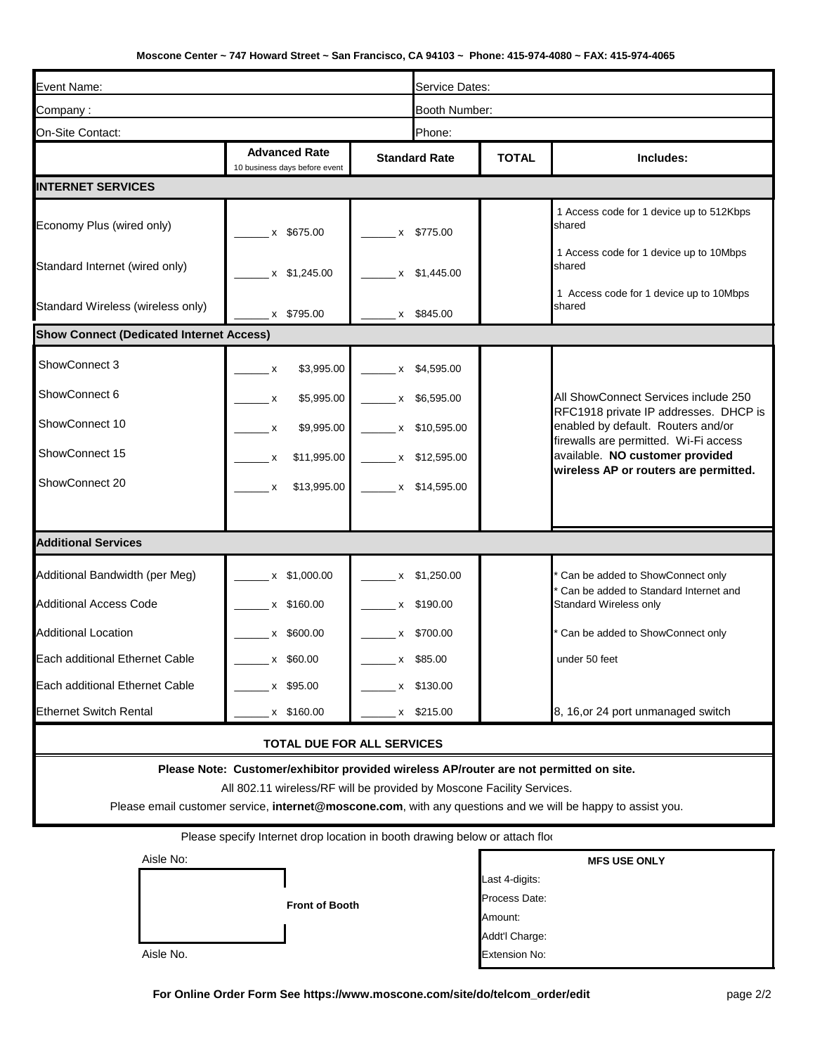Moscone Center ~ 747 Howard Street ~ San Francisco, CA 94103 ~ Phone: 415-974-4080 ~ FAX: 415-974-4065

| Event Name: | | | Service Dates: | |
|---|---|---|---|---|
| Company : | | | Booth Number: | |
| On-Site Contact: | | | Phone: | |

| | **Advanced Rate** 10 business days before event | **Standard Rate** | **TOTAL** | **Includes:** |
|---|---|---|---|---|
| **INTERNET SERVICES** | | | | |
| Economy Plus (wired only) | ______ x $675.00 | ______ x $775.00 | | 1 Access code for 1 device up to 512Kbps shared |
| Standard Internet (wired only) | ______ x $1,245.00 | ______ x $1,445.00 | | 1 Access code for 1 device up to 10Mbps shared |
| Standard Wireless (wireless only) | ______ x $795.00 | ______ x $845.00 | | 1 Access code for 1 device up to 10Mbps shared |
| **Show Connect (Dedicated Internet Access)** | | | | |
| ShowConnect 3 | ______ x $3,995.00 | ______ x $4,595.00 | | All ShowConnect Services include 250 RFC1918 private IP addresses. DHCP is enabled by default. Routers and/or firewalls are permitted. Wi-Fi access available. **NO customer provided wireless AP or routers are permitted.** |
| ShowConnect 6 | ______ x $5,995.00 | ______ x $6,595.00 | | |
| ShowConnect 10 | ______ x $9,995.00 | ______ x $10,595.00 | | |
| ShowConnect 15 | ______ x $11,995.00 | ______ x $12,595.00 | | |
| ShowConnect 20 | ______ x $13,995.00 | ______ x $14,595.00 | | |
| **Additional Services** | | | | |
| Additional Bandwidth (per Meg) | ______ x $1,000.00 | ______ x $1,250.00 | | * Can be added to ShowConnect only |
| Additional Access Code | ______ x $160.00 | ______ x $190.00 | | * Can be added to Standard Internet and Standard Wireless only |
| Additional Location | ______ x $600.00 | ______ x $700.00 | | * Can be added to ShowConnect only |
| Each additional Ethernet Cable | ______ x $60.00 | ______ x $85.00 | | under 50 feet |
| Each additional Ethernet Cable | ______ x $95.00 | ______ x $130.00 | | |
| Ethernet Switch Rental | ______ x $160.00 | ______ x $215.00 | | 8, 16,or 24 port unmanaged switch |
| **TOTAL DUE FOR ALL SERVICES** | | | | |

**Please Note: Customer/exhibitor provided wireless AP/router are not permitted on site.**

All 802.11 wireless/RF will be provided by Moscone Facility Services.

Please email customer service, **internet@moscone.com**, with any questions and we will be happy to assist you.

Please specify Internet drop location in booth drawing below or attach flo(

Aisle No:

**Front of Booth**

Aisle No.

| **MFS USE ONLY** |
|---|
| Last 4-digits: |
| Process Date: |
| Amount: |
| Addt'l Charge: |
| Extension No: |

**For Online Order Form See https://www.moscone.com/site/do/telcom_order/edit**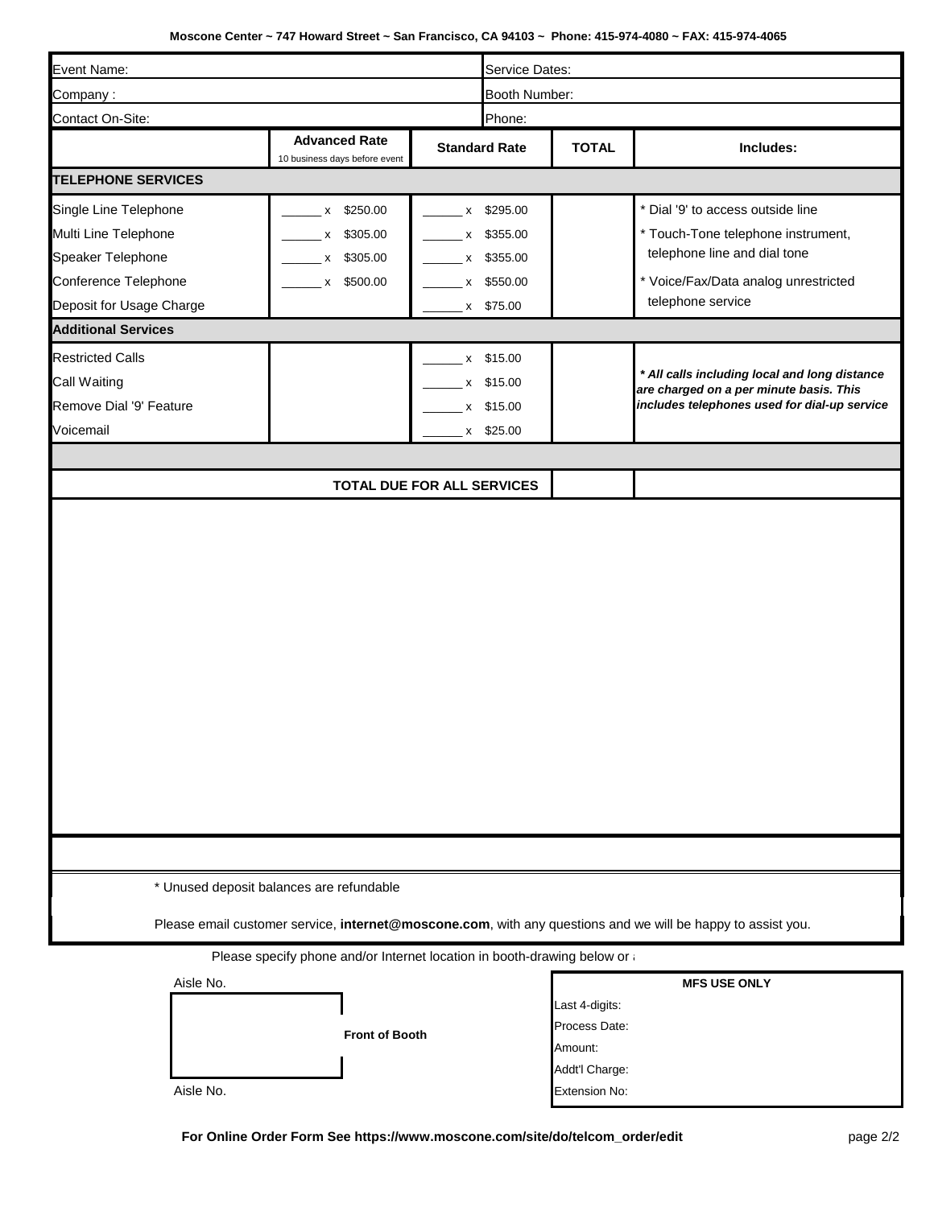**Moscone Center ~ 747 Howard Street ~ San Francisco, CA 94103 ~ Phone: 415-974-4080 ~ FAX: 415-974-4065**

| | | | | |
|---|---|---|---|---|
| Event Name: | | Service Dates: | | |
| Company : | | Booth Number: | | |
| Contact On-Site: | | Phone: | | |
| | **Advanced Rate** 10 business days before event | **Standard Rate** | **TOTAL** | **Includes:** |
| **TELEPHONE SERVICES** | | | | |
| Single Line Telephone | ______ x $250.00 | ______ x $295.00 | | * Dial '9' to access outside line |
| Multi Line Telephone | ______ x $305.00 | ______ x $355.00 | | * Touch-Tone telephone instrument, telephone line and dial tone |
| Speaker Telephone | ______ x $305.00 | ______ x $355.00 | | |
| Conference Telephone | ______ x $500.00 | ______ x $550.00 | | * Voice/Fax/Data analog unrestricted telephone service |
| Deposit for Usage Charge | | ______ x $75.00 | | |
| **Additional Services** | | | | |
| Restricted Calls | | ______ x $15.00 | | ***\* All calls including local and long distance are charged on a per minute basis. This includes telephones used for dial-up service*** |
| Call Waiting | | ______ x $15.00 | | |
| Remove Dial '9' Feature | | ______ x $15.00 | | |
| Voicemail | | ______ x $25.00 | | |
| | | **TOTAL DUE FOR ALL SERVICES** | | |

\* Unused deposit balances are refundable

Please email customer service, **internet@moscone.com**, with any questions and we will be happy to assist you.

Please specify phone and/or Internet location in booth-drawing below or a

Aisle No.

**Front of Booth**

Aisle No.

| **MFS USE ONLY** |
|---|
| Last 4-digits: |
| Process Date: |
| Amount: |
| Addt'l Charge: |
| Extension No: |

**For Online Order Form See https://www.moscone.com/site/do/telcom_order/edit**